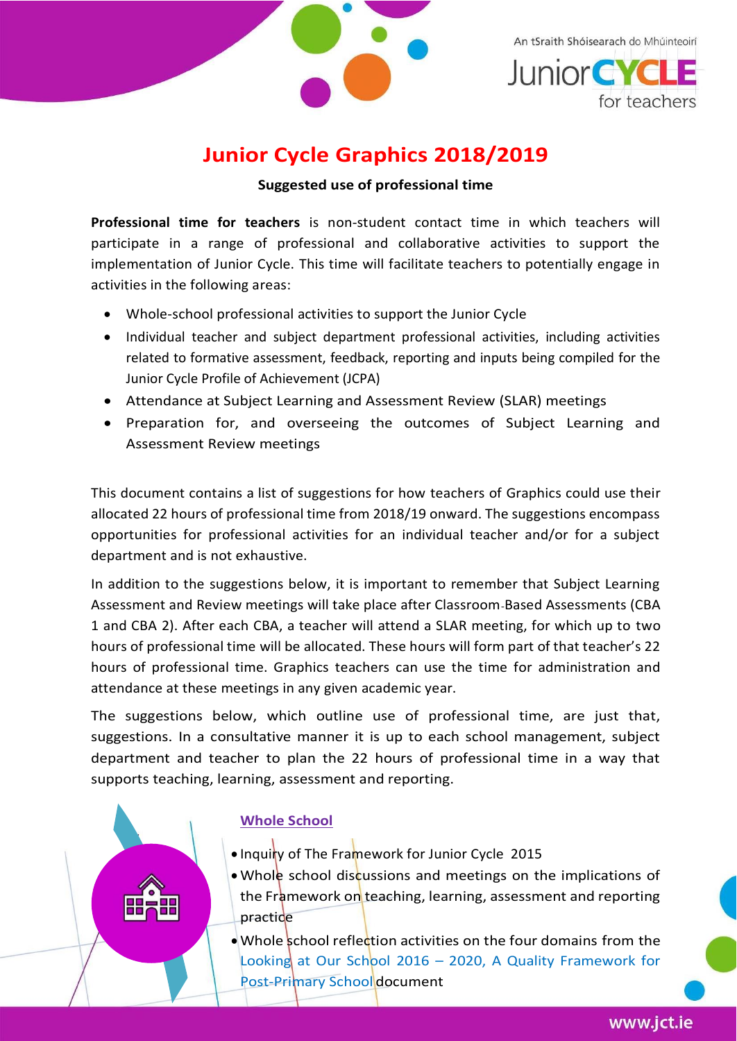# Junior Cycle Graphics 2018/2019

**Suggested use of professional time**

**Professional time for teachers** is non-student contact time in which teachers will participate in a range of professional and collaborative activities to support the implementation of Junior Cycle. This time will facilitate teachers to potentially engage in activities in the following areas:

- Whole-school professional activities to support the Junior Cycle
- Individual teacher and subject department professional activities, including activities related to formative assessment, feedback, reporting and inputs being compiled for the Junior Cycle Profile of Achievement (JCPA)
- Attendance at Subject Learning and Assessment Review (SLAR) meetings
- Preparation for, and overseeing the outcomes of Subject Learning and Assessment Review meetings

This document contains a list of suggestions for how teachers of Graphics could use their allocated 22 hours of professional time from 2018/19 onward. The suggestions encompass opportunities for professional activities for an individual teacher and/or for a subject department and is not exhaustive.

In addition to the suggestions below, it is important to remember that Subject Learning Assessment and Review meetings will take place after Classroom-Based Assessments (CBA 1 and CBA 2). After each CBA, a teacher will attend a SLAR meeting, for which up to two hours of professional time will be allocated. These hours will form part of that teacher's 22 hours of professional time. Graphics teachers can use the time for administration and attendance at these meetings in any given academic year.

The suggestions below, which outline use of professional time, are just that, suggestions. In a consultative manner it is up to each school management, subject department and teacher to plan the 22 hours of professional time in a way that supports teaching, learning, assessment and reporting.

## Whole School

- Inquiry of The Framework for Junior Cycle 2015
- Whole school discussions and meetings on the implications of the Framework on teaching, learning, assessment and reporting practice
- Whole school reflection activities on the four domains from the Looking at Our School 2016 – 2020, A Quality Framework for Post-Primary School document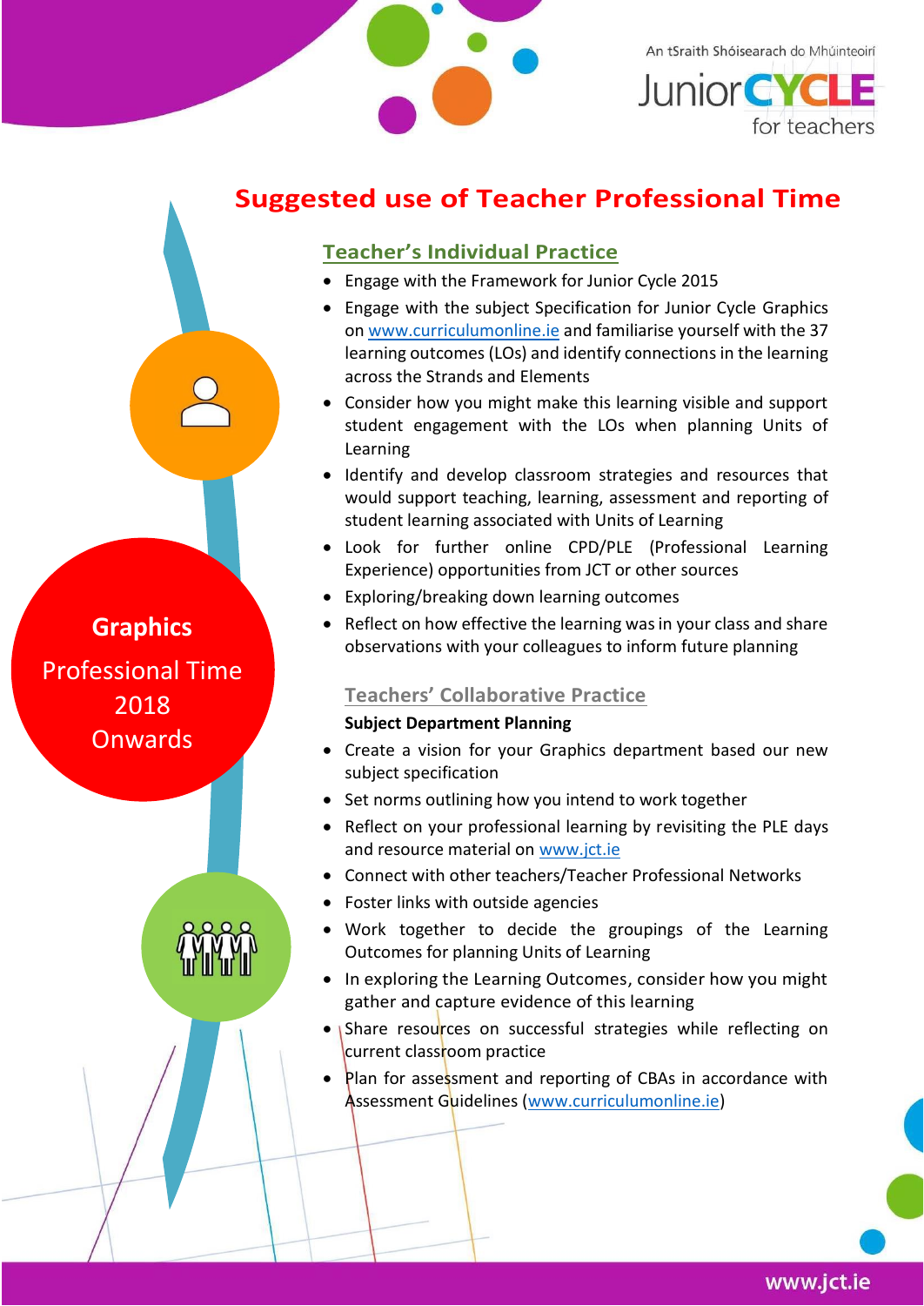# Suggested use of Teacher Professional Time

**Graphics**

Professional Time 2018 Onwards

## Teacher's Individual Practice

- Engage with the Framework for Junior Cycle 2015
- Engage with the subject Specification for Junior Cycle Graphics on www.curriculumonline.ie and familiarise yourself with the 37 learning outcomes (LOs) and identify connections in the learning across the Strands and Elements
- Consider how you might make this learning visible and support student engagement with the LOs when planning Units of Learning
- Identify and develop classroom strategies and resources that would support teaching, learning, assessment and reporting of student learning associated with Units of Learning
- Look for further online CPD/PLE (Professional Learning Experience) opportunities from JCT or other sources
- Exploring/breaking down learning outcomes
- Reflect on how effective the learning was in your class and share observations with your colleagues to inform future planning

## Teachers' Collaborative Practice

**Subject Department Planning**

- Create a vision for your Graphics department based our new subject specification
- Set norms outlining how you intend to work together
- Reflect on your professional learning by revisiting the PLE days and resource material on www.jct.ie
- Connect with other teachers/Teacher Professional Networks
- Foster links with outside agencies
- Work together to decide the groupings of the Learning Outcomes for planning Units of Learning
- In exploring the Learning Outcomes, consider how you might gather and capture evidence of this learning
- Share resources on successful strategies while reflecting on current classroom practice
- Plan for assessment and reporting of CBAs in accordance with Assessment Guidelines (www.curriculumonline.ie)